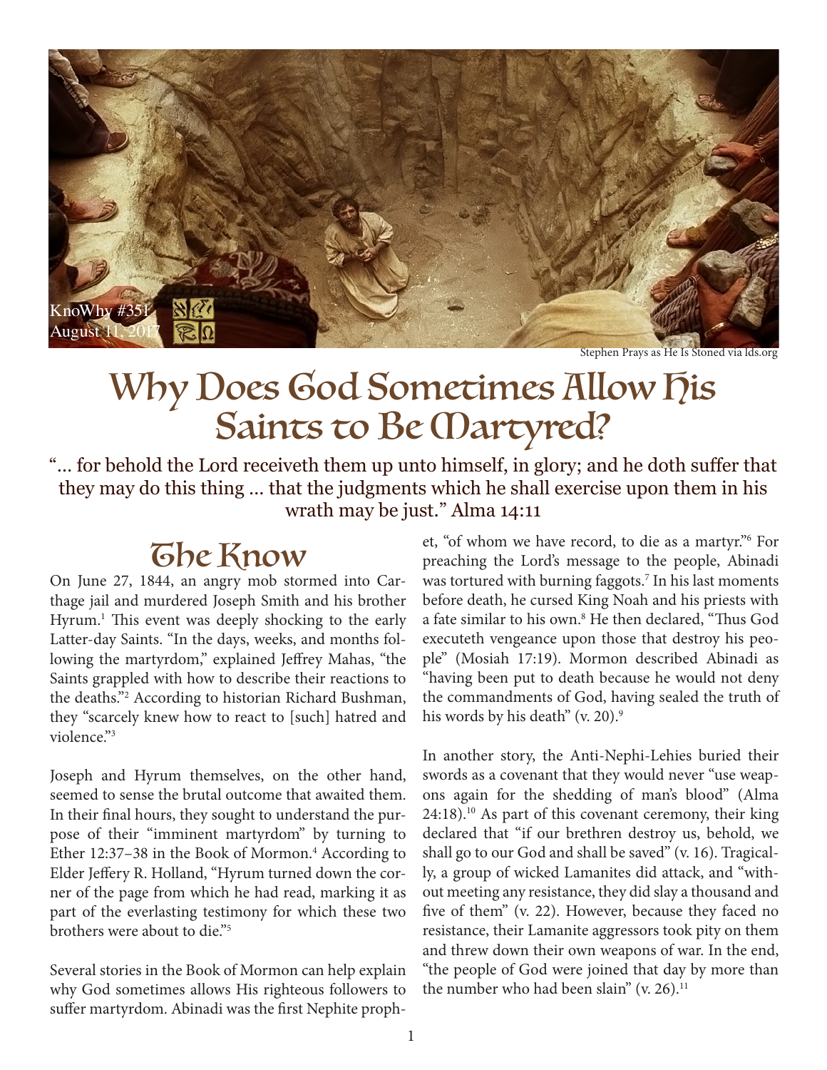KnoWhy #351
August 11, 2017

Stephen Prays as He Is Stoned via lds.org

# Why Does God Sometimes Allow His Saints to Be Martyred?

"... for behold the Lord receiveth them up unto himself, in glory; and he doth suffer that they may do this thing ... that the judgments which he shall exercise upon them in his wrath may be just." Alma 14:11

## The Know

On June 27, 1844, an angry mob stormed into Carthage jail and murdered Joseph Smith and his brother Hyrum.[1] This event was deeply shocking to the early Latter-day Saints. "In the days, weeks, and months following the martyrdom," explained Jeffrey Mahas, "the Saints grappled with how to describe their reactions to the deaths."[2] According to historian Richard Bushman, they "scarcely knew how to react to [such] hatred and violence."[3]

Joseph and Hyrum themselves, on the other hand, seemed to sense the brutal outcome that awaited them. In their final hours, they sought to understand the purpose of their "imminent martyrdom" by turning to Ether 12:37–38 in the Book of Mormon.[4] According to Elder Jeffery R. Holland, "Hyrum turned down the corner of the page from which he had read, marking it as part of the everlasting testimony for which these two brothers were about to die."[5]

Several stories in the Book of Mormon can help explain why God sometimes allows His righteous followers to suffer martyrdom. Abinadi was the first Nephite prophet, "of whom we have record, to die as a martyr."[6] For preaching the Lord's message to the people, Abinadi was tortured with burning faggots.[7] In his last moments before death, he cursed King Noah and his priests with a fate similar to his own.[8] He then declared, "Thus God executeth vengeance upon those that destroy his people" (Mosiah 17:19). Mormon described Abinadi as "having been put to death because he would not deny the commandments of God, having sealed the truth of his words by his death" (v. 20).[9]

In another story, the Anti-Nephi-Lehies buried their swords as a covenant that they would never "use weapons again for the shedding of man's blood" (Alma 24:18).[10] As part of this covenant ceremony, their king declared that "if our brethren destroy us, behold, we shall go to our God and shall be saved" (v. 16). Tragically, a group of wicked Lamanites did attack, and "without meeting any resistance, they did slay a thousand and five of them" (v. 22). However, because they faced no resistance, their Lamanite aggressors took pity on them and threw down their own weapons of war. In the end, "the people of God were joined that day by more than the number who had been slain" (v. 26).[11]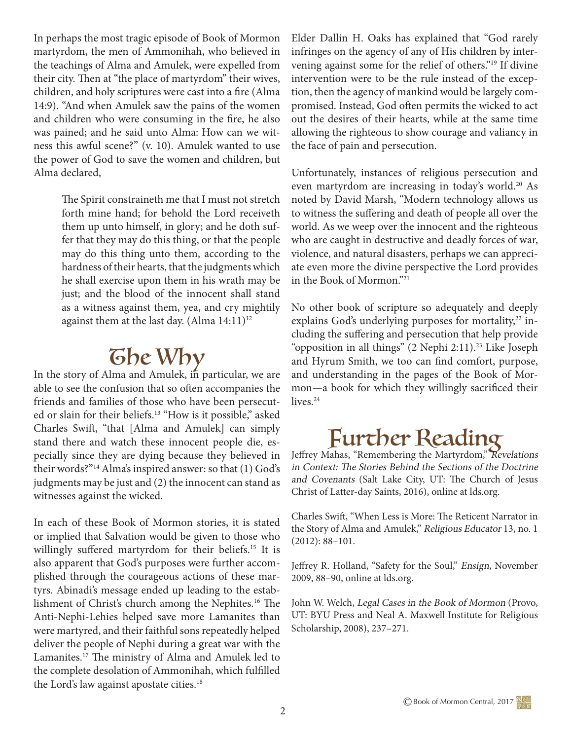In perhaps the most tragic episode of Book of Mormon martyrdom, the men of Ammonihah, who believed in the teachings of Alma and Amulek, were expelled from their city. Then at "the place of martyrdom" their wives, children, and holy scriptures were cast into a fire (Alma 14:9). "And when Amulek saw the pains of the women and children who were consuming in the fire, he also was pained; and he said unto Alma: How can we witness this awful scene?" (v. 10). Amulek wanted to use the power of God to save the women and children, but Alma declared,

> The Spirit constraineth me that I must not stretch forth mine hand; for behold the Lord receiveth them up unto himself, in glory; and he doth suffer that they may do this thing, or that the people may do this thing unto them, according to the hardness of their hearts, that the judgments which he shall exercise upon them in his wrath may be just; and the blood of the innocent shall stand as a witness against them, yea, and cry mightily against them at the last day. (Alma 14:11)[12]

## The Why

In the story of Alma and Amulek, in particular, we are able to see the confusion that so often accompanies the friends and families of those who have been persecuted or slain for their beliefs.[13] "How is it possible," asked Charles Swift, "that [Alma and Amulek] can simply stand there and watch these innocent people die, especially since they are dying because they believed in their words?"[14] Alma's inspired answer: so that (1) God's judgments may be just and (2) the innocent can stand as witnesses against the wicked.

In each of these Book of Mormon stories, it is stated or implied that Salvation would be given to those who willingly suffered martyrdom for their beliefs.[15] It is also apparent that God's purposes were further accomplished through the courageous actions of these martyrs. Abinadi's message ended up leading to the establishment of Christ's church among the Nephites.[16] The Anti-Nephi-Lehies helped save more Lamanites than were martyred, and their faithful sons repeatedly helped deliver the people of Nephi during a great war with the Lamanites.[17] The ministry of Alma and Amulek led to the complete desolation of Ammonihah, which fulfilled the Lord's law against apostate cities.[18]

Elder Dallin H. Oaks has explained that "God rarely infringes on the agency of any of His children by intervening against some for the relief of others."[19] If divine intervention were to be the rule instead of the exception, then the agency of mankind would be largely compromised. Instead, God often permits the wicked to act out the desires of their hearts, while at the same time allowing the righteous to show courage and valiancy in the face of pain and persecution.

Unfortunately, instances of religious persecution and even martyrdom are increasing in today's world.[20] As noted by David Marsh, "Modern technology allows us to witness the suffering and death of people all over the world. As we weep over the innocent and the righteous who are caught in destructive and deadly forces of war, violence, and natural disasters, perhaps we can appreciate even more the divine perspective the Lord provides in the Book of Mormon."[21]

No other book of scripture so adequately and deeply explains God's underlying purposes for mortality,[22] including the suffering and persecution that help provide "opposition in all things" (2 Nephi 2:11).[23] Like Joseph and Hyrum Smith, we too can find comfort, purpose, and understanding in the pages of the Book of Mormon—a book for which they willingly sacrificed their lives.[24]

## Further Reading

Jeffrey Mahas, "Remembering the Martyrdom," *Revelations in Context: The Stories Behind the Sections of the Doctrine and Covenants* (Salt Lake City, UT: The Church of Jesus Christ of Latter-day Saints, 2016), online at lds.org.

Charles Swift, "When Less is More: The Reticent Narrator in the Story of Alma and Amulek," *Religious Educator* 13, no. 1 (2012): 88–101.

Jeffrey R. Holland, "Safety for the Soul," *Ensign*, November 2009, 88–90, online at lds.org.

John W. Welch, *Legal Cases in the Book of Mormon* (Provo, UT: BYU Press and Neal A. Maxwell Institute for Religious Scholarship, 2008), 237–271.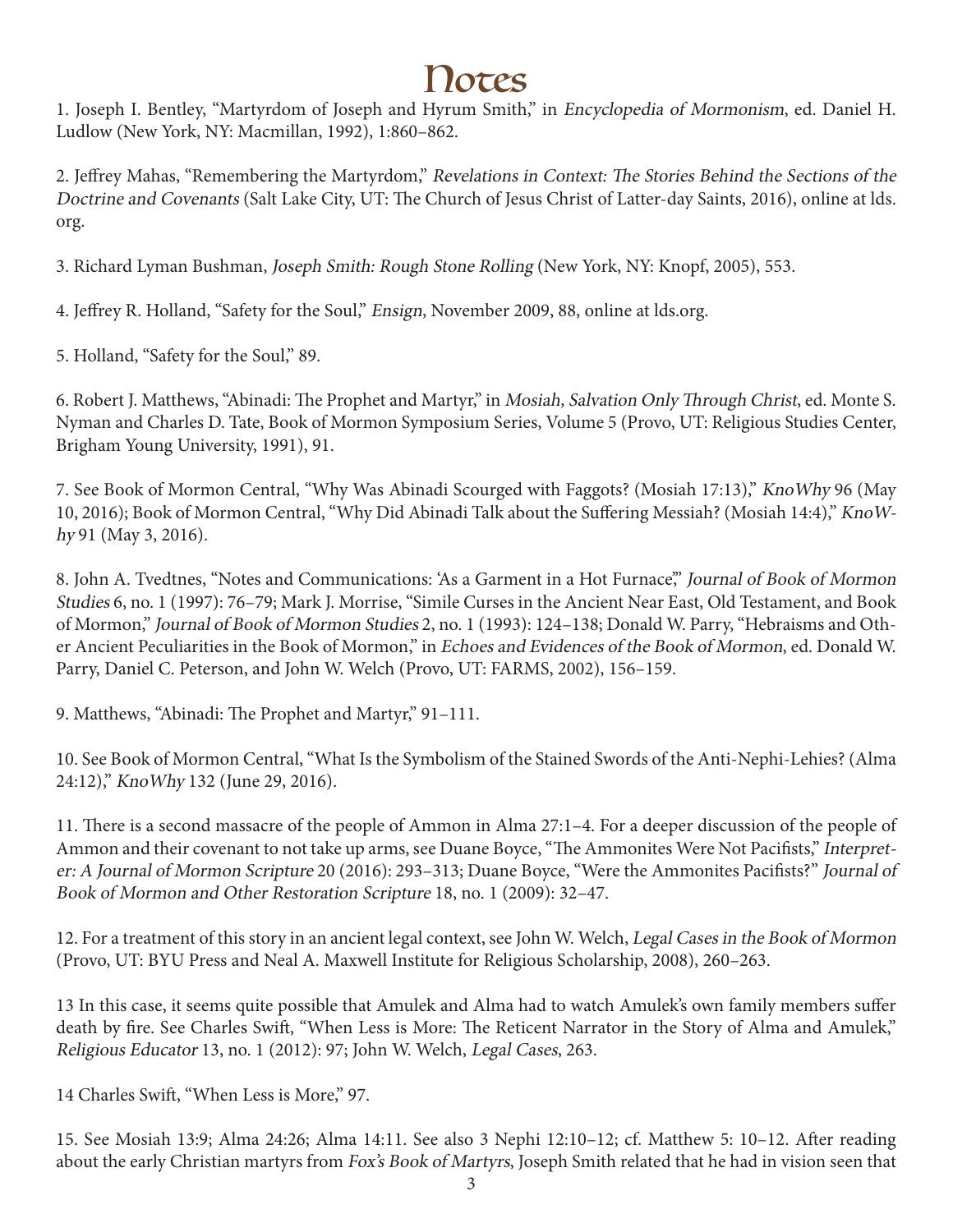# Notes

1. Joseph I. Bentley, "Martyrdom of Joseph and Hyrum Smith," in *Encyclopedia of Mormonism*, ed. Daniel H. Ludlow (New York, NY: Macmillan, 1992), 1:860–862.

2. Jeffrey Mahas, "Remembering the Martyrdom," *Revelations in Context: The Stories Behind the Sections of the Doctrine and Covenants* (Salt Lake City, UT: The Church of Jesus Christ of Latter-day Saints, 2016), online at lds.org.

3. Richard Lyman Bushman, *Joseph Smith: Rough Stone Rolling* (New York, NY: Knopf, 2005), 553.

4. Jeffrey R. Holland, "Safety for the Soul," *Ensign*, November 2009, 88, online at lds.org.

5. Holland, "Safety for the Soul," 89.

6. Robert J. Matthews, "Abinadi: The Prophet and Martyr," in *Mosiah, Salvation Only Through Christ*, ed. Monte S. Nyman and Charles D. Tate, Book of Mormon Symposium Series, Volume 5 (Provo, UT: Religious Studies Center, Brigham Young University, 1991), 91.

7. See Book of Mormon Central, "Why Was Abinadi Scourged with Faggots? (Mosiah 17:13)," *KnoWhy* 96 (May 10, 2016); Book of Mormon Central, "Why Did Abinadi Talk about the Suffering Messiah? (Mosiah 14:4)," *KnoWhy* 91 (May 3, 2016).

8. John A. Tvedtnes, "Notes and Communications: 'As a Garment in a Hot Furnace,'" *Journal of Book of Mormon Studies* 6, no. 1 (1997): 76–79; Mark J. Morrise, "Simile Curses in the Ancient Near East, Old Testament, and Book of Mormon," *Journal of Book of Mormon Studies* 2, no. 1 (1993): 124–138; Donald W. Parry, "Hebraisms and Other Ancient Peculiarities in the Book of Mormon," in *Echoes and Evidences of the Book of Mormon*, ed. Donald W. Parry, Daniel C. Peterson, and John W. Welch (Provo, UT: FARMS, 2002), 156–159.

9. Matthews, "Abinadi: The Prophet and Martyr," 91–111.

10. See Book of Mormon Central, "What Is the Symbolism of the Stained Swords of the Anti-Nephi-Lehies? (Alma 24:12)," *KnoWhy* 132 (June 29, 2016).

11. There is a second massacre of the people of Ammon in Alma 27:1–4. For a deeper discussion of the people of Ammon and their covenant to not take up arms, see Duane Boyce, "The Ammonites Were Not Pacifists," *Interpreter: A Journal of Mormon Scripture* 20 (2016): 293–313; Duane Boyce, "Were the Ammonites Pacifists?" *Journal of Book of Mormon and Other Restoration Scripture* 18, no. 1 (2009): 32–47.

12. For a treatment of this story in an ancient legal context, see John W. Welch, *Legal Cases in the Book of Mormon* (Provo, UT: BYU Press and Neal A. Maxwell Institute for Religious Scholarship, 2008), 260–263.

13 In this case, it seems quite possible that Amulek and Alma had to watch Amulek's own family members suffer death by fire. See Charles Swift, "When Less is More: The Reticent Narrator in the Story of Alma and Amulek," *Religious Educator* 13, no. 1 (2012): 97; John W. Welch, *Legal Cases*, 263.

14 Charles Swift, "When Less is More," 97.

15. See Mosiah 13:9; Alma 24:26; Alma 14:11. See also 3 Nephi 12:10–12; cf. Matthew 5: 10–12. After reading about the early Christian martyrs from *Fox's Book of Martyrs*, Joseph Smith related that he had in vision seen that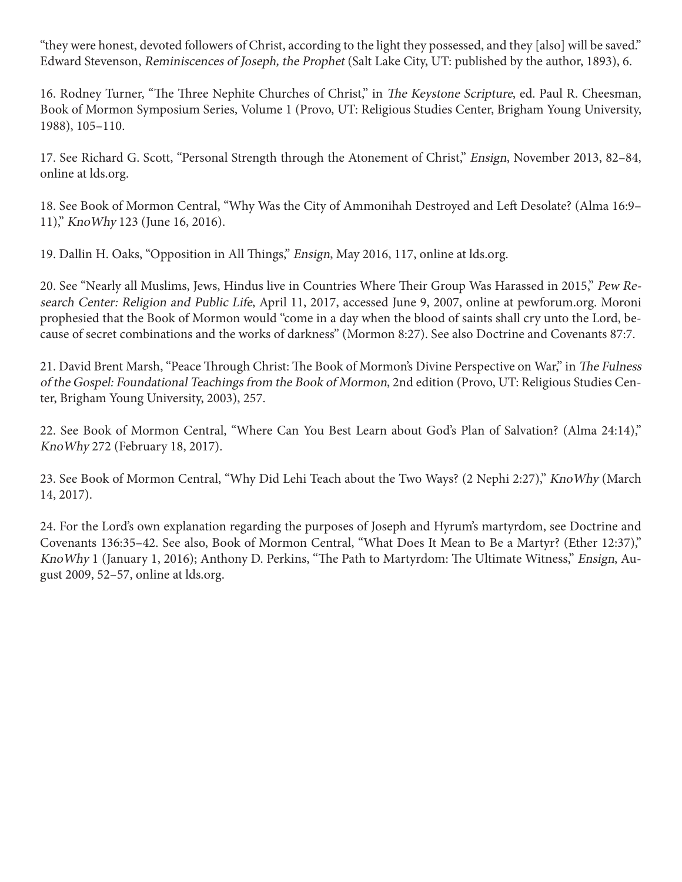"they were honest, devoted followers of Christ, according to the light they possessed, and they [also] will be saved." Edward Stevenson, *Reminiscences of Joseph, the Prophet* (Salt Lake City, UT: published by the author, 1893), 6.

16. Rodney Turner, "The Three Nephite Churches of Christ," in *The Keystone Scripture*, ed. Paul R. Cheesman, Book of Mormon Symposium Series, Volume 1 (Provo, UT: Religious Studies Center, Brigham Young University, 1988), 105–110.

17. See Richard G. Scott, "Personal Strength through the Atonement of Christ," *Ensign*, November 2013, 82–84, online at lds.org.

18. See Book of Mormon Central, "Why Was the City of Ammonihah Destroyed and Left Desolate? (Alma 16:9–11)," *KnoWhy* 123 (June 16, 2016).

19. Dallin H. Oaks, "Opposition in All Things," *Ensign*, May 2016, 117, online at lds.org.

20. See "Nearly all Muslims, Jews, Hindus live in Countries Where Their Group Was Harassed in 2015," *Pew Research Center: Religion and Public Life*, April 11, 2017, accessed June 9, 2007, online at pewforum.org. Moroni prophesied that the Book of Mormon would "come in a day when the blood of saints shall cry unto the Lord, because of secret combinations and the works of darkness" (Mormon 8:27). See also Doctrine and Covenants 87:7.

21. David Brent Marsh, "Peace Through Christ: The Book of Mormon's Divine Perspective on War," in *The Fulness of the Gospel: Foundational Teachings from the Book of Mormon*, 2nd edition (Provo, UT: Religious Studies Center, Brigham Young University, 2003), 257.

22. See Book of Mormon Central, "Where Can You Best Learn about God's Plan of Salvation? (Alma 24:14)," *KnoWhy* 272 (February 18, 2017).

23. See Book of Mormon Central, "Why Did Lehi Teach about the Two Ways? (2 Nephi 2:27)," *KnoWhy* (March 14, 2017).

24. For the Lord's own explanation regarding the purposes of Joseph and Hyrum's martyrdom, see Doctrine and Covenants 136:35–42. See also, Book of Mormon Central, "What Does It Mean to Be a Martyr? (Ether 12:37)," *KnoWhy* 1 (January 1, 2016); Anthony D. Perkins, "The Path to Martyrdom: The Ultimate Witness," *Ensign*, August 2009, 52–57, online at lds.org.